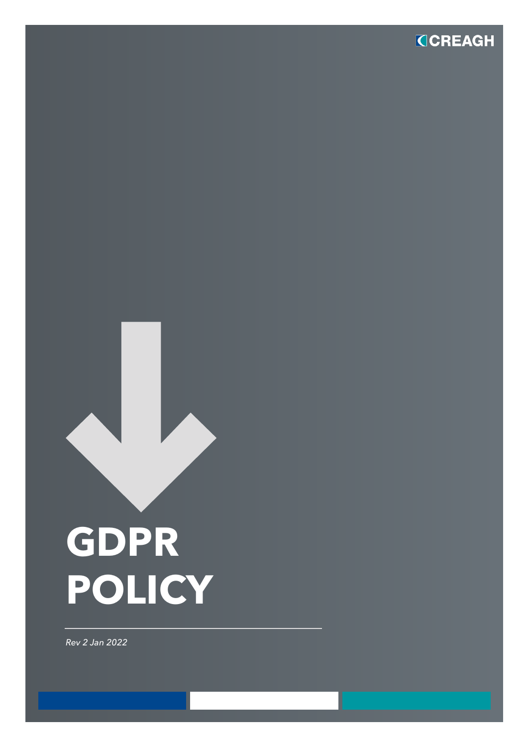CREAGH

# GDPR POLICY

*Rev 2 Jan 2022*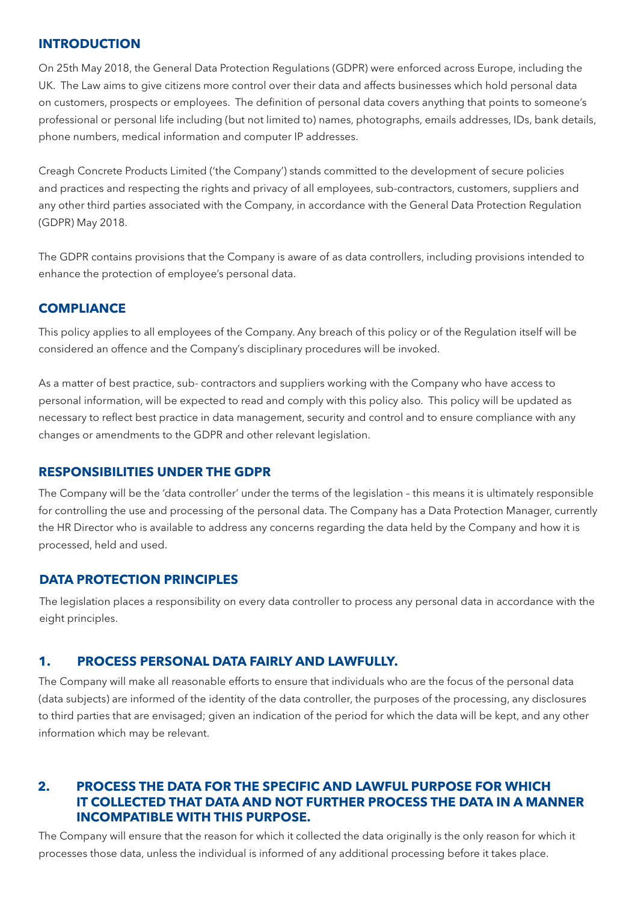## INTRODUCTION

On 25th May 2018, the General Data Protection Regulations (GDPR) were enforced across Europe, including the UK. The Law aims to give citizens more control over their data and affects businesses which hold personal data on customers, prospects or employees. The definition of personal data covers anything that points to someone's professional or personal life including (but not limited to) names, photographs, emails addresses, IDs, bank details, phone numbers, medical information and computer IP addresses.

Creagh Concrete Products Limited ('the Company') stands committed to the development of secure policies and practices and respecting the rights and privacy of all employees, sub-contractors, customers, suppliers and any other third parties associated with the Company, in accordance with the General Data Protection Regulation (GDPR) May 2018.

The GDPR contains provisions that the Company is aware of as data controllers, including provisions intended to enhance the protection of employee's personal data.

## COMPLIANCE

This policy applies to all employees of the Company. Any breach of this policy or of the Regulation itself will be considered an offence and the Company's disciplinary procedures will be invoked.

As a matter of best practice, sub- contractors and suppliers working with the Company who have access to personal information, will be expected to read and comply with this policy also. This policy will be updated as necessary to reflect best practice in data management, security and control and to ensure compliance with any changes or amendments to the GDPR and other relevant legislation.

## RESPONSIBILITIES UNDER THE GDPR

The Company will be the 'data controller' under the terms of the legislation – this means it is ultimately responsible for controlling the use and processing of the personal data. The Company has a Data Protection Manager, currently the HR Director who is available to address any concerns regarding the data held by the Company and how it is processed, held and used.

## DATA PROTECTION PRINCIPLES

The legislation places a responsibility on every data controller to process any personal data in accordance with the eight principles.

### 1. PROCESS PERSONAL DATA FAIRLY AND LAWFULLY.

The Company will make all reasonable efforts to ensure that individuals who are the focus of the personal data (data subjects) are informed of the identity of the data controller, the purposes of the processing, any disclosures to third parties that are envisaged; given an indication of the period for which the data will be kept, and any other information which may be relevant.

### 2. PROCESS THE DATA FOR THE SPECIFIC AND LAWFUL PURPOSE FOR WHICH IT COLLECTED THAT DATA AND NOT FURTHER PROCESS THE DATA IN A MANNER INCOMPATIBLE WITH THIS PURPOSE.

The Company will ensure that the reason for which it collected the data originally is the only reason for which it processes those data, unless the individual is informed of any additional processing before it takes place.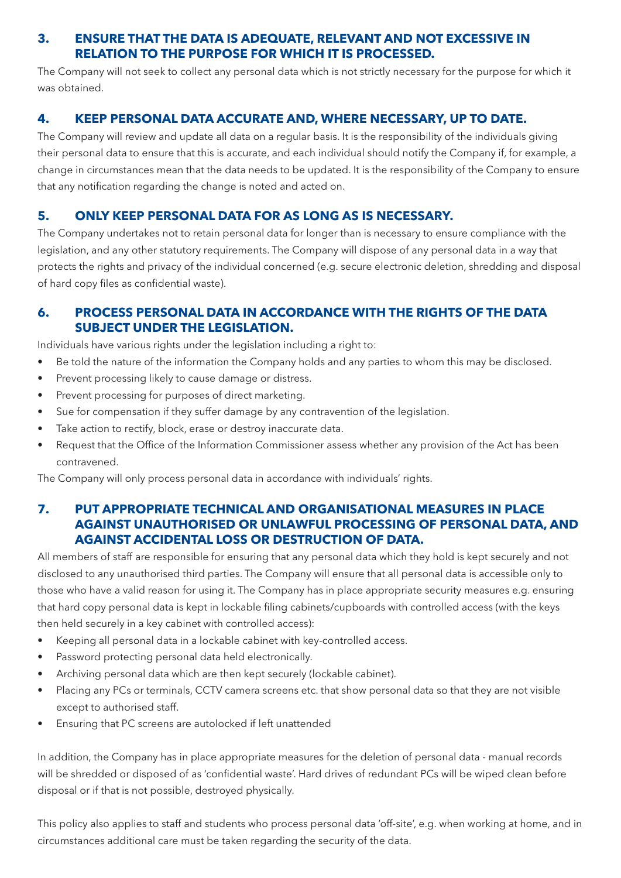## 3. ENSURE THAT THE DATA IS ADEQUATE, RELEVANT AND NOT EXCESSIVE IN RELATION TO THE PURPOSE FOR WHICH IT IS PROCESSED.

The Company will not seek to collect any personal data which is not strictly necessary for the purpose for which it was obtained.

## 4. KEEP PERSONAL DATA ACCURATE AND, WHERE NECESSARY, UP TO DATE.

The Company will review and update all data on a regular basis. It is the responsibility of the individuals giving their personal data to ensure that this is accurate, and each individual should notify the Company if, for example, a change in circumstances mean that the data needs to be updated. It is the responsibility of the Company to ensure that any notification regarding the change is noted and acted on.

## 5. ONLY KEEP PERSONAL DATA FOR AS LONG AS IS NECESSARY.

The Company undertakes not to retain personal data for longer than is necessary to ensure compliance with the legislation, and any other statutory requirements. The Company will dispose of any personal data in a way that protects the rights and privacy of the individual concerned (e.g. secure electronic deletion, shredding and disposal of hard copy files as confidential waste).

## 6. PROCESS PERSONAL DATA IN ACCORDANCE WITH THE RIGHTS OF THE DATA SUBJECT UNDER THE LEGISLATION.

Individuals have various rights under the legislation including a right to:

- Be told the nature of the information the Company holds and any parties to whom this may be disclosed.
- Prevent processing likely to cause damage or distress.
- Prevent processing for purposes of direct marketing.
- Sue for compensation if they suffer damage by any contravention of the legislation.
- Take action to rectify, block, erase or destroy inaccurate data.
- Request that the Office of the Information Commissioner assess whether any provision of the Act has been contravened.

The Company will only process personal data in accordance with individuals' rights.

## 7. PUT APPROPRIATE TECHNICAL AND ORGANISATIONAL MEASURES IN PLACE AGAINST UNAUTHORISED OR UNLAWFUL PROCESSING OF PERSONAL DATA, AND AGAINST ACCIDENTAL LOSS OR DESTRUCTION OF DATA.

All members of staff are responsible for ensuring that any personal data which they hold is kept securely and not disclosed to any unauthorised third parties. The Company will ensure that all personal data is accessible only to those who have a valid reason for using it. The Company has in place appropriate security measures e.g. ensuring that hard copy personal data is kept in lockable filing cabinets/cupboards with controlled access (with the keys then held securely in a key cabinet with controlled access):

- Keeping all personal data in a lockable cabinet with key-controlled access.
- Password protecting personal data held electronically.
- Archiving personal data which are then kept securely (lockable cabinet).
- Placing any PCs or terminals, CCTV camera screens etc. that show personal data so that they are not visible except to authorised staff.
- Ensuring that PC screens are autolocked if left unattended

In addition, the Company has in place appropriate measures for the deletion of personal data - manual records will be shredded or disposed of as 'confidential waste'. Hard drives of redundant PCs will be wiped clean before disposal or if that is not possible, destroyed physically.

This policy also applies to staff and students who process personal data 'off-site', e.g. when working at home, and in circumstances additional care must be taken regarding the security of the data.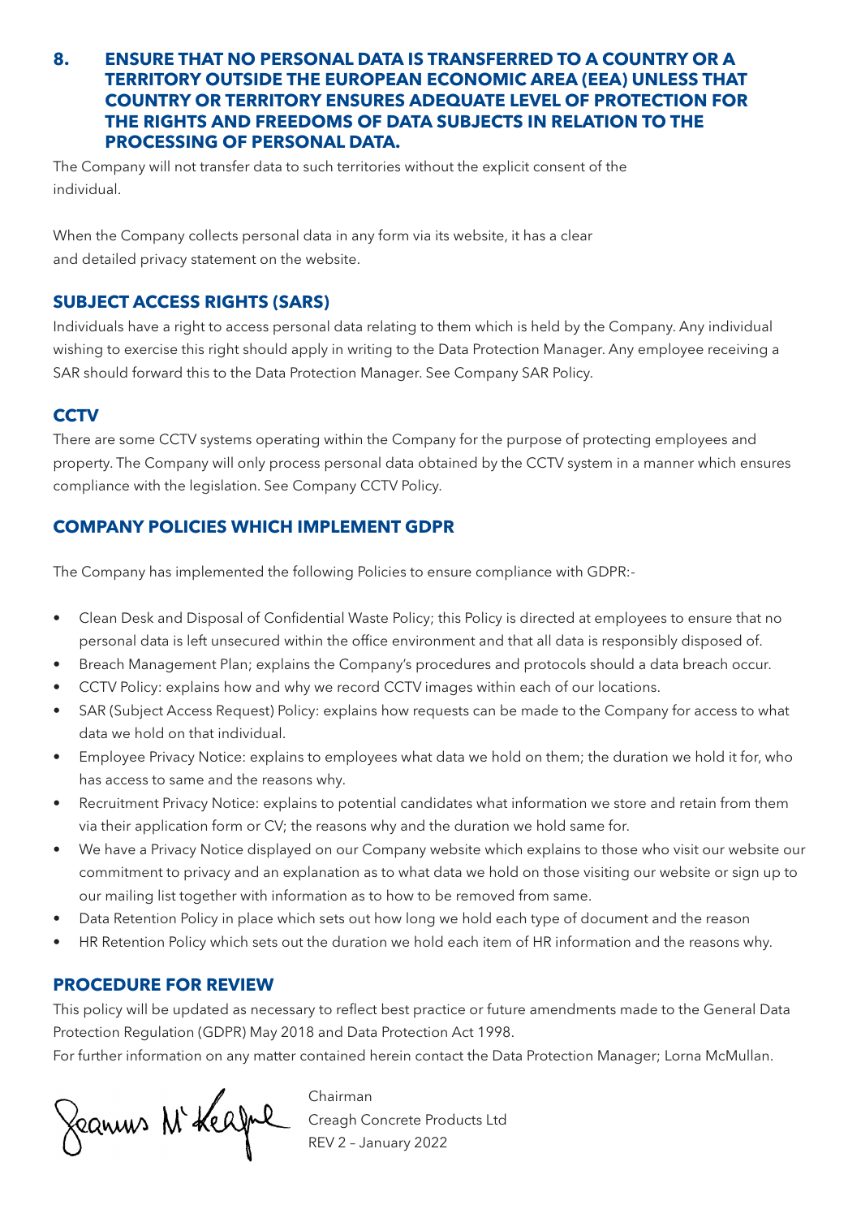## 8. ENSURE THAT NO PERSONAL DATA IS TRANSFERRED TO A COUNTRY OR A TERRITORY OUTSIDE THE EUROPEAN ECONOMIC AREA (EEA) UNLESS THAT COUNTRY OR TERRITORY ENSURES ADEQUATE LEVEL OF PROTECTION FOR THE RIGHTS AND FREEDOMS OF DATA SUBJECTS IN RELATION TO THE PROCESSING OF PERSONAL DATA.

The Company will not transfer data to such territories without the explicit consent of the individual.

When the Company collects personal data in any form via its website, it has a clear and detailed privacy statement on the website.

## SUBJECT ACCESS RIGHTS (SARS)

Individuals have a right to access personal data relating to them which is held by the Company. Any individual wishing to exercise this right should apply in writing to the Data Protection Manager. Any employee receiving a SAR should forward this to the Data Protection Manager. See Company SAR Policy.

## CCTV

There are some CCTV systems operating within the Company for the purpose of protecting employees and property. The Company will only process personal data obtained by the CCTV system in a manner which ensures compliance with the legislation. See Company CCTV Policy.

## COMPANY POLICIES WHICH IMPLEMENT GDPR

The Company has implemented the following Policies to ensure compliance with GDPR:-

- Clean Desk and Disposal of Confidential Waste Policy; this Policy is directed at employees to ensure that no personal data is left unsecured within the office environment and that all data is responsibly disposed of.
- Breach Management Plan; explains the Company's procedures and protocols should a data breach occur.
- CCTV Policy: explains how and why we record CCTV images within each of our locations.
- SAR (Subject Access Request) Policy: explains how requests can be made to the Company for access to what data we hold on that individual.
- Employee Privacy Notice: explains to employees what data we hold on them; the duration we hold it for, who has access to same and the reasons why.
- Recruitment Privacy Notice: explains to potential candidates what information we store and retain from them via their application form or CV; the reasons why and the duration we hold same for.
- We have a Privacy Notice displayed on our Company website which explains to those who visit our website our commitment to privacy and an explanation as to what data we hold on those visiting our website or sign up to our mailing list together with information as to how to be removed from same.
- Data Retention Policy in place which sets out how long we hold each type of document and the reason
- HR Retention Policy which sets out the duration we hold each item of HR information and the reasons why.

## PROCEDURE FOR REVIEW

This policy will be updated as necessary to reflect best practice or future amendments made to the General Data Protection Regulation (GDPR) May 2018 and Data Protection Act 1998.

For further information on any matter contained herein contact the Data Protection Manager; Lorna McMullan.

Seamus McKeague

Chairman
Creagh Concrete Products Ltd
REV 2 – January 2022